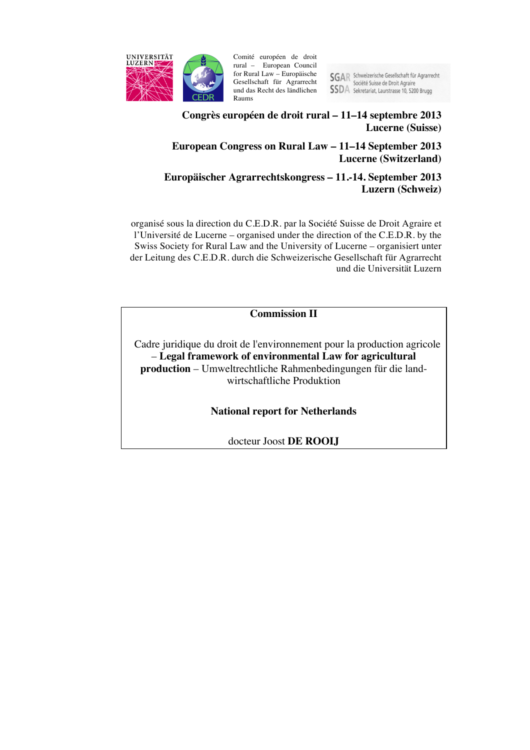UNIVERSITÄT LUZERN

Comité européen de droit rural – European Council for Rural Law – Europäische Gesellschaft für Agrarrecht und das Recht des ländlichen Raums

SGAR Schweizerische Gesellschaft für Agrarrecht
SSDA Société Suisse de Droit Agraire
Sekretariat, Laurstrasse 10, 5200 Brugg

**Congrès européen de droit rural – 11–14 septembre 2013**
**Lucerne (Suisse)**

**European Congress on Rural Law – 11–14 September 2013**
**Lucerne (Switzerland)**

**Europäischer Agrarrechtskongress – 11.-14. September 2013**
**Luzern (Schweiz)**

organisé sous la direction du C.E.D.R. par la Société Suisse de Droit Agraire et l'Université de Lucerne – organised under the direction of the C.E.D.R. by the Swiss Society for Rural Law and the University of Lucerne – organisiert unter der Leitung des C.E.D.R. durch die Schweizerische Gesellschaft für Agrarrecht und die Universität Luzern

**Commission II**

Cadre juridique du droit de l'environnement pour la production agricole – **Legal framework of environmental Law for agricultural production** – Umweltrechtliche Rahmenbedingungen für die landwirtschaftliche Produktion

**National report for Netherlands**

docteur Joost **DE ROOIJ**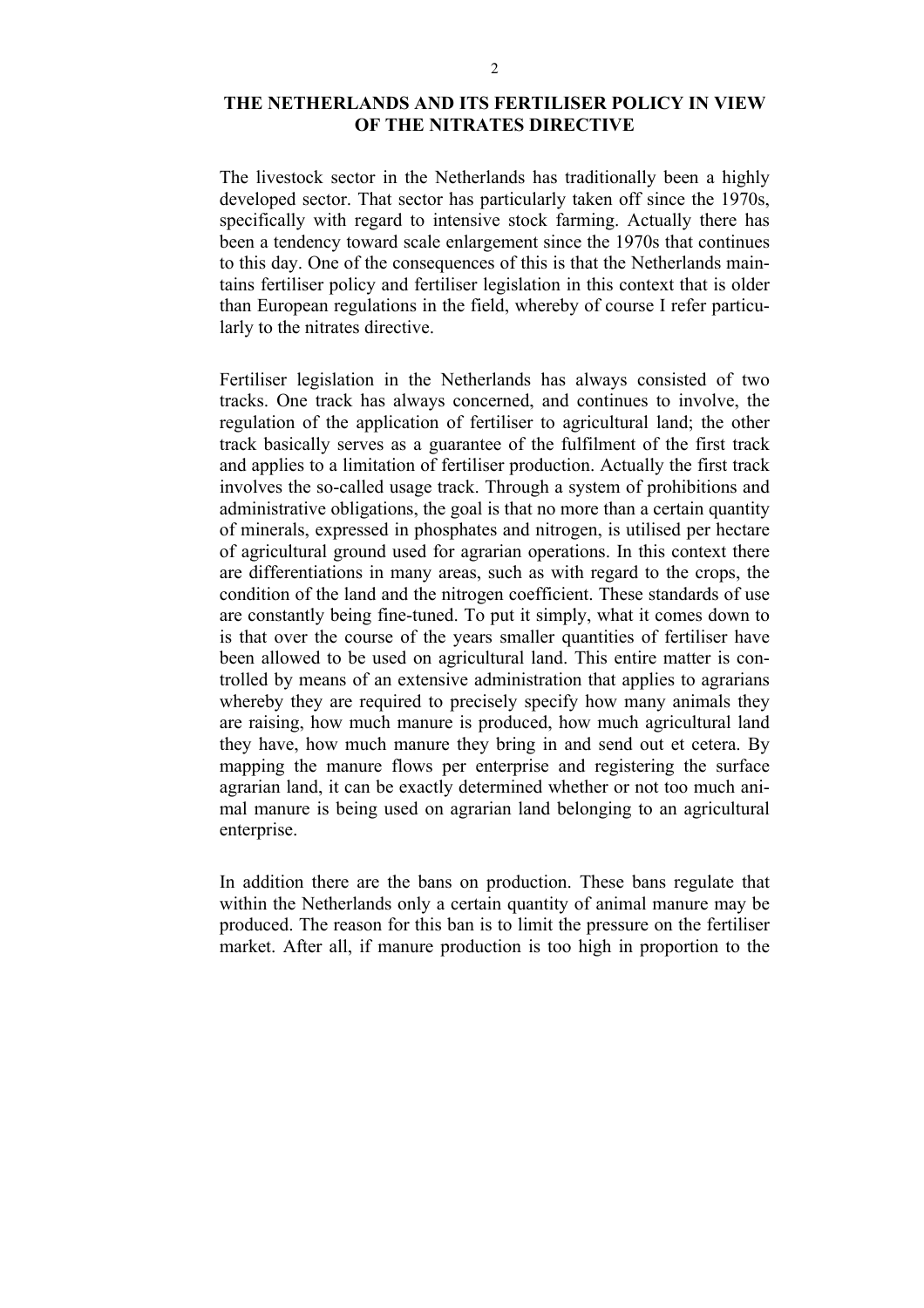# THE NETHERLANDS AND ITS FERTILISER POLICY IN VIEW OF THE NITRATES DIRECTIVE

The livestock sector in the Netherlands has traditionally been a highly developed sector. That sector has particularly taken off since the 1970s, specifically with regard to intensive stock farming. Actually there has been a tendency toward scale enlargement since the 1970s that continues to this day. One of the consequences of this is that the Netherlands maintains fertiliser policy and fertiliser legislation in this context that is older than European regulations in the field, whereby of course I refer particularly to the nitrates directive.

Fertiliser legislation in the Netherlands has always consisted of two tracks. One track has always concerned, and continues to involve, the regulation of the application of fertiliser to agricultural land; the other track basically serves as a guarantee of the fulfilment of the first track and applies to a limitation of fertiliser production. Actually the first track involves the so-called usage track. Through a system of prohibitions and administrative obligations, the goal is that no more than a certain quantity of minerals, expressed in phosphates and nitrogen, is utilised per hectare of agricultural ground used for agrarian operations. In this context there are differentiations in many areas, such as with regard to the crops, the condition of the land and the nitrogen coefficient. These standards of use are constantly being fine-tuned. To put it simply, what it comes down to is that over the course of the years smaller quantities of fertiliser have been allowed to be used on agricultural land. This entire matter is controlled by means of an extensive administration that applies to agrarians whereby they are required to precisely specify how many animals they are raising, how much manure is produced, how much agricultural land they have, how much manure they bring in and send out et cetera. By mapping the manure flows per enterprise and registering the surface agrarian land, it can be exactly determined whether or not too much animal manure is being used on agrarian land belonging to an agricultural enterprise.

In addition there are the bans on production. These bans regulate that within the Netherlands only a certain quantity of animal manure may be produced. The reason for this ban is to limit the pressure on the fertiliser market. After all, if manure production is too high in proportion to the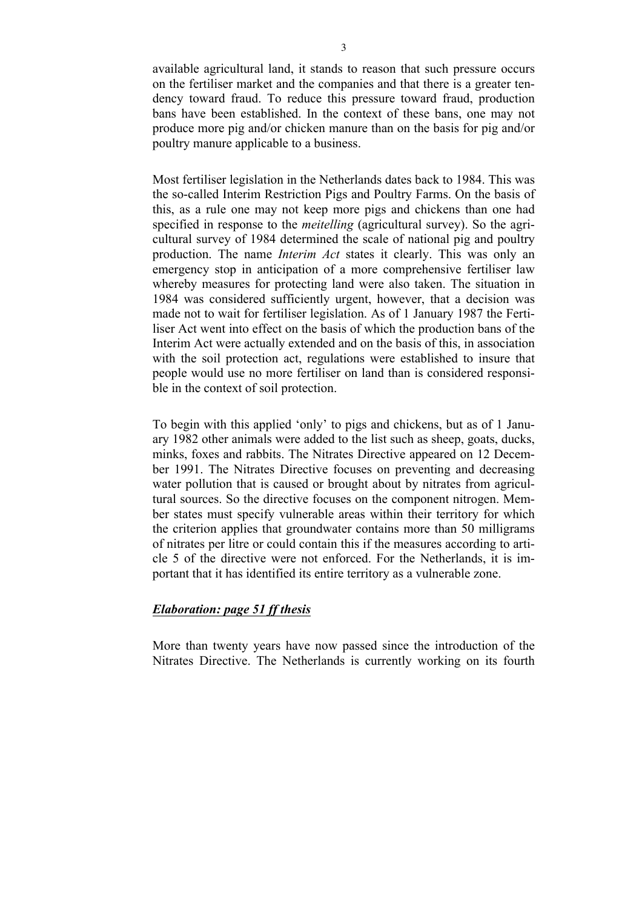available agricultural land, it stands to reason that such pressure occurs on the fertiliser market and the companies and that there is a greater tendency toward fraud. To reduce this pressure toward fraud, production bans have been established. In the context of these bans, one may not produce more pig and/or chicken manure than on the basis for pig and/or poultry manure applicable to a business.

Most fertiliser legislation in the Netherlands dates back to 1984. This was the so-called Interim Restriction Pigs and Poultry Farms. On the basis of this, as a rule one may not keep more pigs and chickens than one had specified in response to the *meitelling* (agricultural survey). So the agricultural survey of 1984 determined the scale of national pig and poultry production. The name *Interim Act* states it clearly. This was only an emergency stop in anticipation of a more comprehensive fertiliser law whereby measures for protecting land were also taken. The situation in 1984 was considered sufficiently urgent, however, that a decision was made not to wait for fertiliser legislation. As of 1 January 1987 the Fertiliser Act went into effect on the basis of which the production bans of the Interim Act were actually extended and on the basis of this, in association with the soil protection act, regulations were established to insure that people would use no more fertiliser on land than is considered responsible in the context of soil protection.

To begin with this applied 'only' to pigs and chickens, but as of 1 January 1982 other animals were added to the list such as sheep, goats, ducks, minks, foxes and rabbits. The Nitrates Directive appeared on 12 December 1991. The Nitrates Directive focuses on preventing and decreasing water pollution that is caused or brought about by nitrates from agricultural sources. So the directive focuses on the component nitrogen. Member states must specify vulnerable areas within their territory for which the criterion applies that groundwater contains more than 50 milligrams of nitrates per litre or could contain this if the measures according to article 5 of the directive were not enforced. For the Netherlands, it is important that it has identified its entire territory as a vulnerable zone.

***Elaboration: page 51 ff thesis***

More than twenty years have now passed since the introduction of the Nitrates Directive. The Netherlands is currently working on its fourth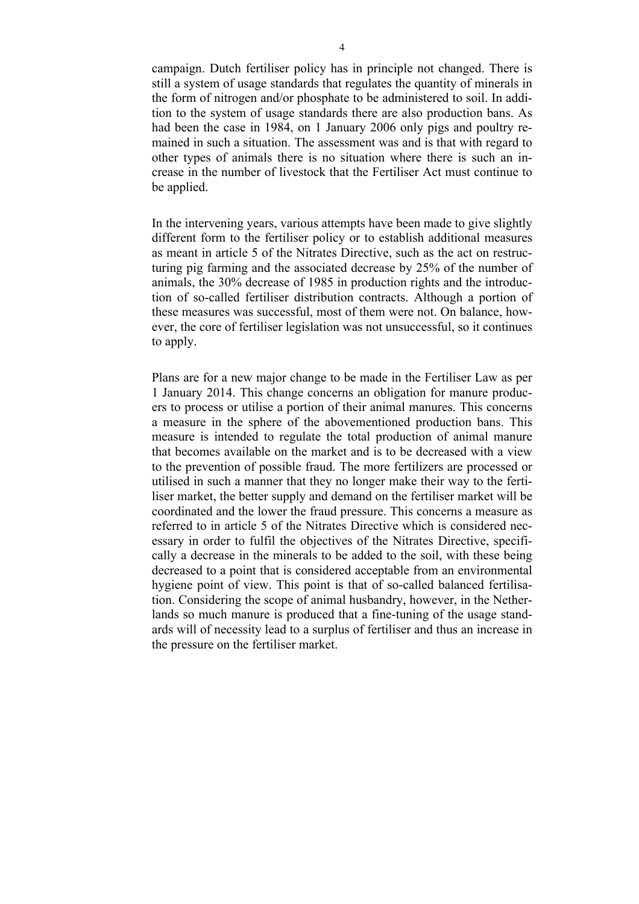campaign. Dutch fertiliser policy has in principle not changed. There is still a system of usage standards that regulates the quantity of minerals in the form of nitrogen and/or phosphate to be administered to soil. In addition to the system of usage standards there are also production bans. As had been the case in 1984, on 1 January 2006 only pigs and poultry remained in such a situation. The assessment was and is that with regard to other types of animals there is no situation where there is such an increase in the number of livestock that the Fertiliser Act must continue to be applied.

In the intervening years, various attempts have been made to give slightly different form to the fertiliser policy or to establish additional measures as meant in article 5 of the Nitrates Directive, such as the act on restructuring pig farming and the associated decrease by 25% of the number of animals, the 30% decrease of 1985 in production rights and the introduction of so-called fertiliser distribution contracts. Although a portion of these measures was successful, most of them were not. On balance, however, the core of fertiliser legislation was not unsuccessful, so it continues to apply.

Plans are for a new major change to be made in the Fertiliser Law as per 1 January 2014. This change concerns an obligation for manure producers to process or utilise a portion of their animal manures. This concerns a measure in the sphere of the abovementioned production bans. This measure is intended to regulate the total production of animal manure that becomes available on the market and is to be decreased with a view to the prevention of possible fraud. The more fertilizers are processed or utilised in such a manner that they no longer make their way to the fertiliser market, the better supply and demand on the fertiliser market will be coordinated and the lower the fraud pressure. This concerns a measure as referred to in article 5 of the Nitrates Directive which is considered necessary in order to fulfil the objectives of the Nitrates Directive, specifically a decrease in the minerals to be added to the soil, with these being decreased to a point that is considered acceptable from an environmental hygiene point of view. This point is that of so-called balanced fertilisation. Considering the scope of animal husbandry, however, in the Netherlands so much manure is produced that a fine-tuning of the usage standards will of necessity lead to a surplus of fertiliser and thus an increase in the pressure on the fertiliser market.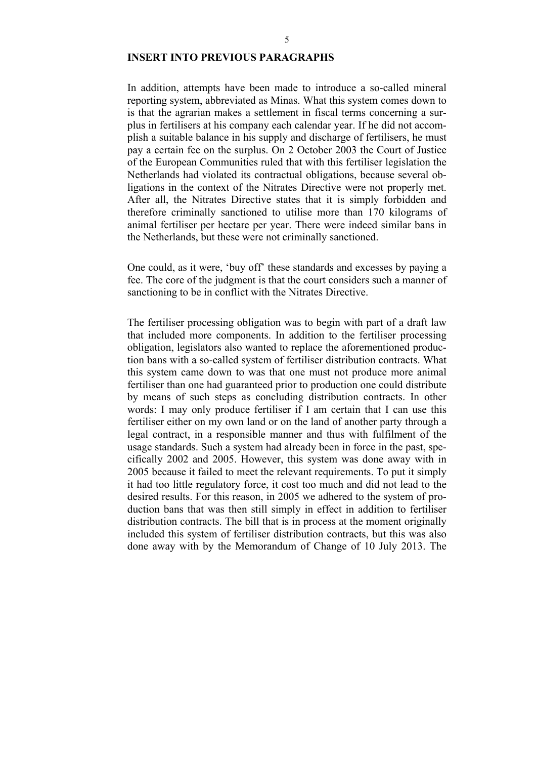**INSERT INTO PREVIOUS PARAGRAPHS**

In addition, attempts have been made to introduce a so-called mineral reporting system, abbreviated as Minas. What this system comes down to is that the agrarian makes a settlement in fiscal terms concerning a surplus in fertilisers at his company each calendar year. If he did not accomplish a suitable balance in his supply and discharge of fertilisers, he must pay a certain fee on the surplus. On 2 October 2003 the Court of Justice of the European Communities ruled that with this fertiliser legislation the Netherlands had violated its contractual obligations, because several obligations in the context of the Nitrates Directive were not properly met. After all, the Nitrates Directive states that it is simply forbidden and therefore criminally sanctioned to utilise more than 170 kilograms of animal fertiliser per hectare per year. There were indeed similar bans in the Netherlands, but these were not criminally sanctioned.

One could, as it were, 'buy off' these standards and excesses by paying a fee. The core of the judgment is that the court considers such a manner of sanctioning to be in conflict with the Nitrates Directive.

The fertiliser processing obligation was to begin with part of a draft law that included more components. In addition to the fertiliser processing obligation, legislators also wanted to replace the aforementioned production bans with a so-called system of fertiliser distribution contracts. What this system came down to was that one must not produce more animal fertiliser than one had guaranteed prior to production one could distribute by means of such steps as concluding distribution contracts. In other words: I may only produce fertiliser if I am certain that I can use this fertiliser either on my own land or on the land of another party through a legal contract, in a responsible manner and thus with fulfilment of the usage standards. Such a system had already been in force in the past, specifically 2002 and 2005. However, this system was done away with in 2005 because it failed to meet the relevant requirements. To put it simply it had too little regulatory force, it cost too much and did not lead to the desired results. For this reason, in 2005 we adhered to the system of production bans that was then still simply in effect in addition to fertiliser distribution contracts. The bill that is in process at the moment originally included this system of fertiliser distribution contracts, but this was also done away with by the Memorandum of Change of 10 July 2013. The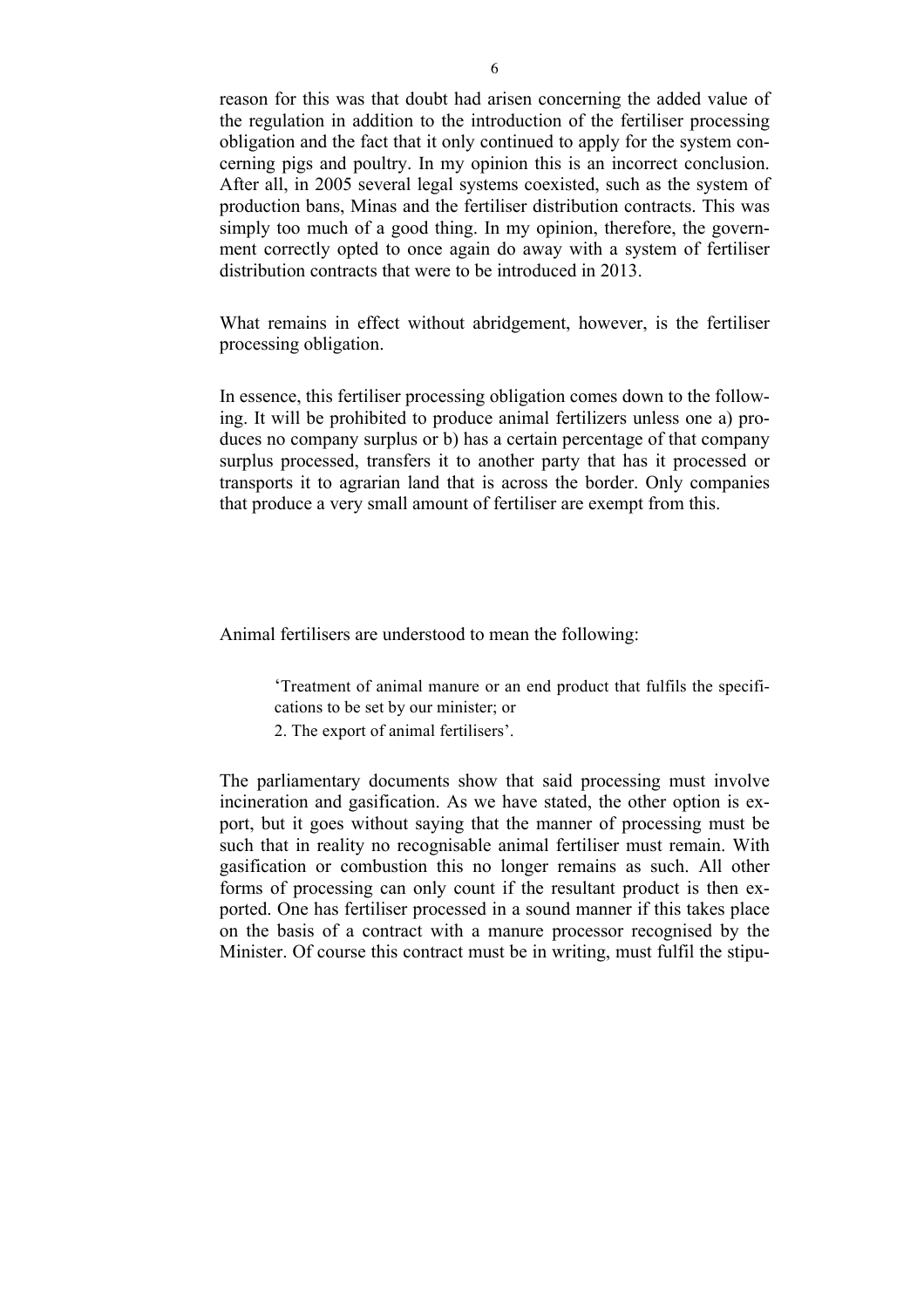reason for this was that doubt had arisen concerning the added value of the regulation in addition to the introduction of the fertiliser processing obligation and the fact that it only continued to apply for the system concerning pigs and poultry. In my opinion this is an incorrect conclusion. After all, in 2005 several legal systems coexisted, such as the system of production bans, Minas and the fertiliser distribution contracts. This was simply too much of a good thing. In my opinion, therefore, the government correctly opted to once again do away with a system of fertiliser distribution contracts that were to be introduced in 2013.

What remains in effect without abridgement, however, is the fertiliser processing obligation.

In essence, this fertiliser processing obligation comes down to the following. It will be prohibited to produce animal fertilizers unless one a) produces no company surplus or b) has a certain percentage of that company surplus processed, transfers it to another party that has it processed or transports it to agrarian land that is across the border. Only companies that produce a very small amount of fertiliser are exempt from this.

Animal fertilisers are understood to mean the following:

> 'Treatment of animal manure or an end product that fulfils the specifications to be set by our minister; or
>
> 2. The export of animal fertilisers'.

The parliamentary documents show that said processing must involve incineration and gasification. As we have stated, the other option is export, but it goes without saying that the manner of processing must be such that in reality no recognisable animal fertiliser must remain. With gasification or combustion this no longer remains as such. All other forms of processing can only count if the resultant product is then exported. One has fertiliser processed in a sound manner if this takes place on the basis of a contract with a manure processor recognised by the Minister. Of course this contract must be in writing, must fulfil the stipu-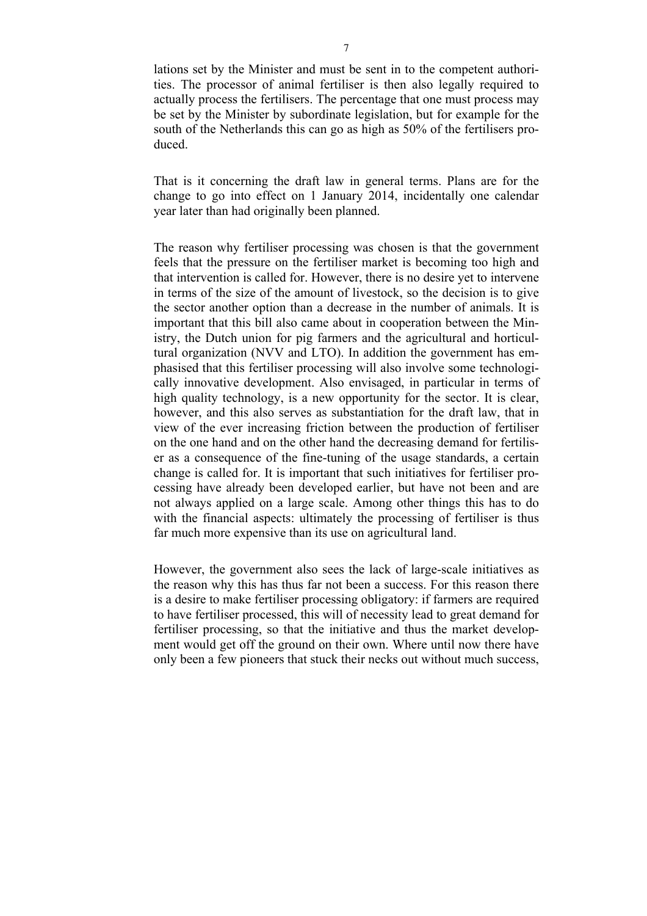lations set by the Minister and must be sent in to the competent authorities. The processor of animal fertiliser is then also legally required to actually process the fertilisers. The percentage that one must process may be set by the Minister by subordinate legislation, but for example for the south of the Netherlands this can go as high as 50% of the fertilisers produced.

That is it concerning the draft law in general terms. Plans are for the change to go into effect on 1 January 2014, incidentally one calendar year later than had originally been planned.

The reason why fertiliser processing was chosen is that the government feels that the pressure on the fertiliser market is becoming too high and that intervention is called for. However, there is no desire yet to intervene in terms of the size of the amount of livestock, so the decision is to give the sector another option than a decrease in the number of animals. It is important that this bill also came about in cooperation between the Ministry, the Dutch union for pig farmers and the agricultural and horticultural organization (NVV and LTO). In addition the government has emphasised that this fertiliser processing will also involve some technologically innovative development. Also envisaged, in particular in terms of high quality technology, is a new opportunity for the sector. It is clear, however, and this also serves as substantiation for the draft law, that in view of the ever increasing friction between the production of fertiliser on the one hand and on the other hand the decreasing demand for fertiliser as a consequence of the fine-tuning of the usage standards, a certain change is called for. It is important that such initiatives for fertiliser processing have already been developed earlier, but have not been and are not always applied on a large scale. Among other things this has to do with the financial aspects: ultimately the processing of fertiliser is thus far much more expensive than its use on agricultural land.

However, the government also sees the lack of large-scale initiatives as the reason why this has thus far not been a success. For this reason there is a desire to make fertiliser processing obligatory: if farmers are required to have fertiliser processed, this will of necessity lead to great demand for fertiliser processing, so that the initiative and thus the market development would get off the ground on their own. Where until now there have only been a few pioneers that stuck their necks out without much success,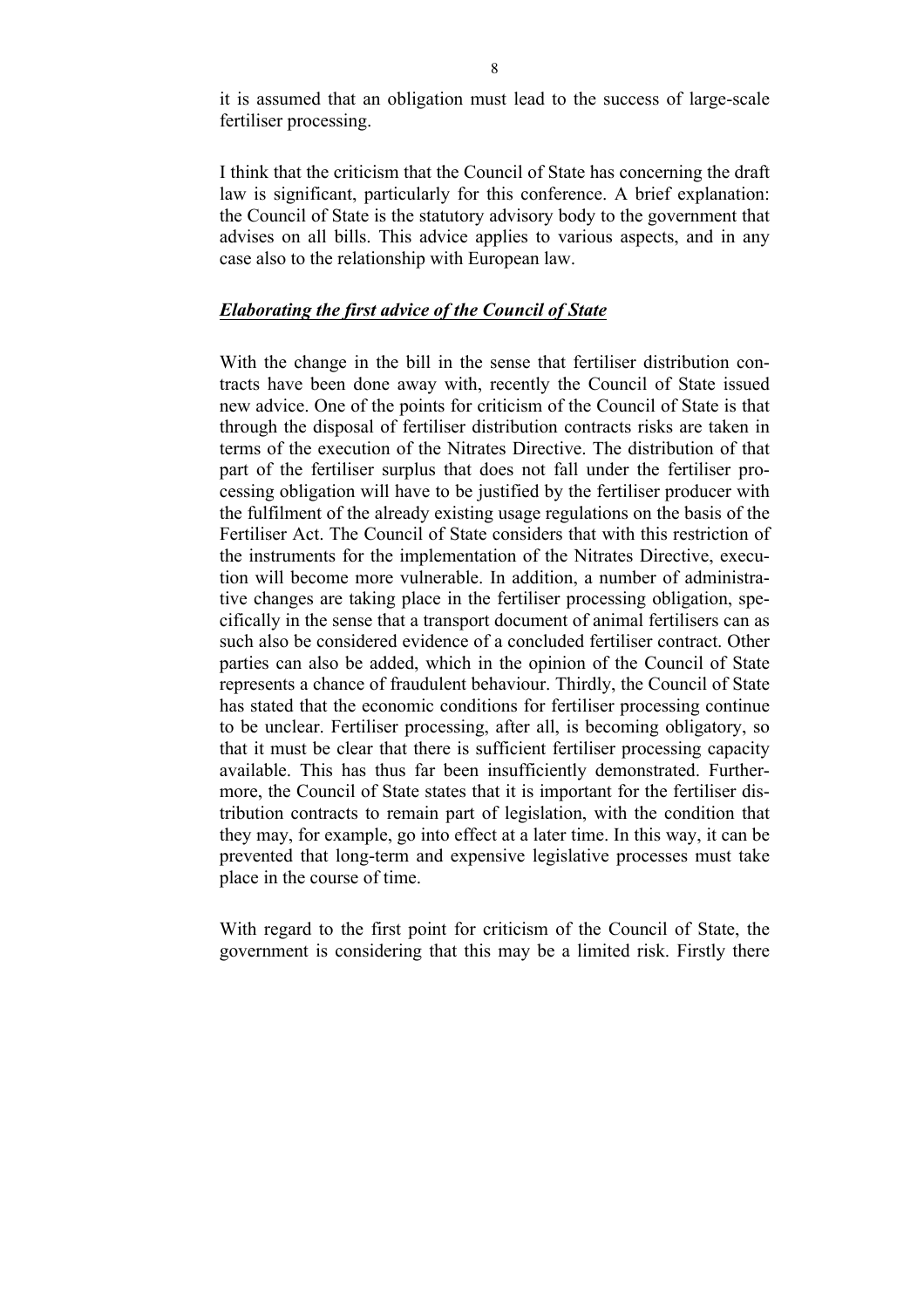it is assumed that an obligation must lead to the success of large-scale fertiliser processing.

I think that the criticism that the Council of State has concerning the draft law is significant, particularly for this conference. A brief explanation: the Council of State is the statutory advisory body to the government that advises on all bills. This advice applies to various aspects, and in any case also to the relationship with European law.

***Elaborating the first advice of the Council of State***

With the change in the bill in the sense that fertiliser distribution contracts have been done away with, recently the Council of State issued new advice. One of the points for criticism of the Council of State is that through the disposal of fertiliser distribution contracts risks are taken in terms of the execution of the Nitrates Directive. The distribution of that part of the fertiliser surplus that does not fall under the fertiliser processing obligation will have to be justified by the fertiliser producer with the fulfilment of the already existing usage regulations on the basis of the Fertiliser Act. The Council of State considers that with this restriction of the instruments for the implementation of the Nitrates Directive, execution will become more vulnerable. In addition, a number of administrative changes are taking place in the fertiliser processing obligation, specifically in the sense that a transport document of animal fertilisers can as such also be considered evidence of a concluded fertiliser contract. Other parties can also be added, which in the opinion of the Council of State represents a chance of fraudulent behaviour. Thirdly, the Council of State has stated that the economic conditions for fertiliser processing continue to be unclear. Fertiliser processing, after all, is becoming obligatory, so that it must be clear that there is sufficient fertiliser processing capacity available. This has thus far been insufficiently demonstrated. Furthermore, the Council of State states that it is important for the fertiliser distribution contracts to remain part of legislation, with the condition that they may, for example, go into effect at a later time. In this way, it can be prevented that long-term and expensive legislative processes must take place in the course of time.

With regard to the first point for criticism of the Council of State, the government is considering that this may be a limited risk. Firstly there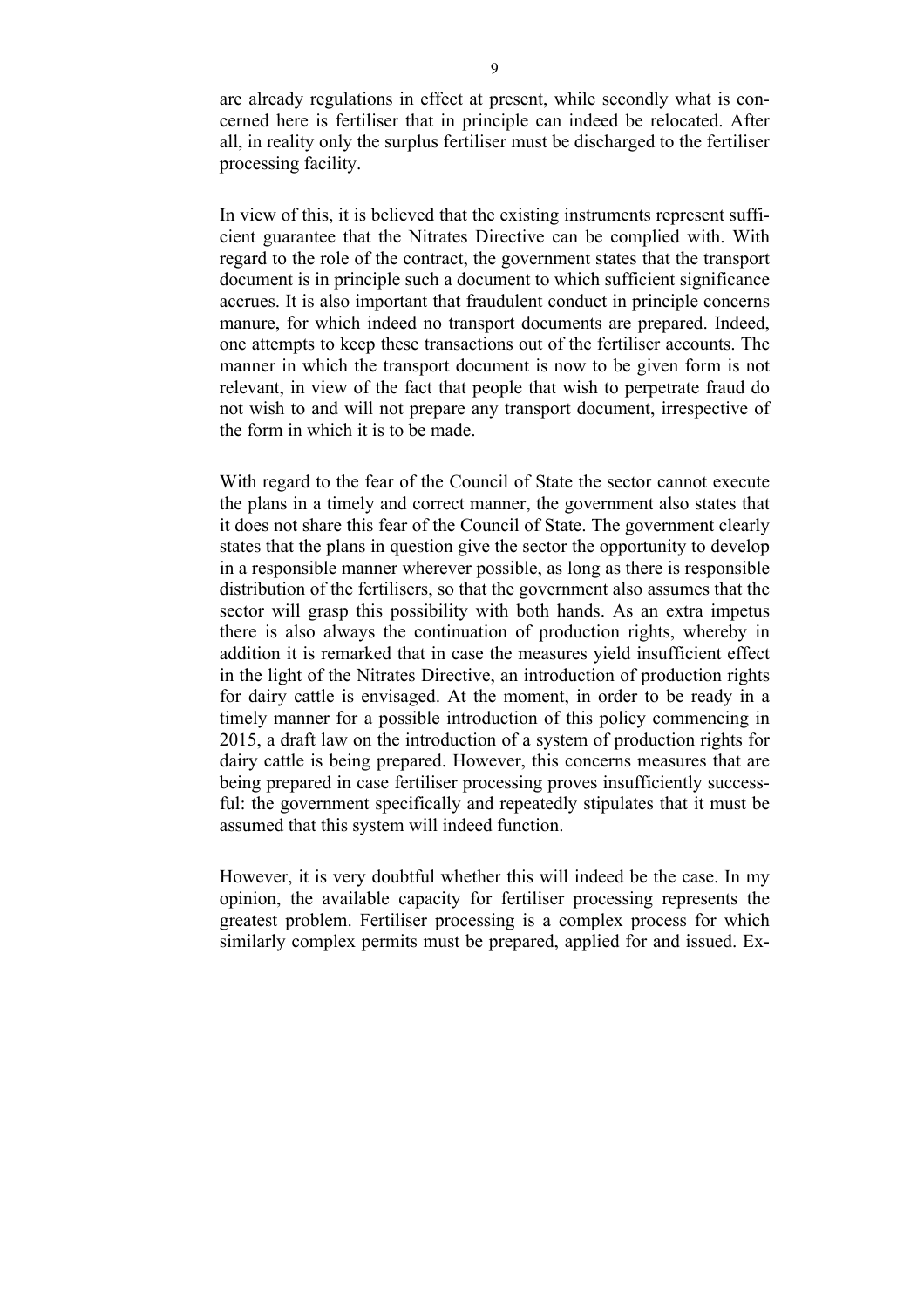are already regulations in effect at present, while secondly what is concerned here is fertiliser that in principle can indeed be relocated. After all, in reality only the surplus fertiliser must be discharged to the fertiliser processing facility.

In view of this, it is believed that the existing instruments represent sufficient guarantee that the Nitrates Directive can be complied with. With regard to the role of the contract, the government states that the transport document is in principle such a document to which sufficient significance accrues. It is also important that fraudulent conduct in principle concerns manure, for which indeed no transport documents are prepared. Indeed, one attempts to keep these transactions out of the fertiliser accounts. The manner in which the transport document is now to be given form is not relevant, in view of the fact that people that wish to perpetrate fraud do not wish to and will not prepare any transport document, irrespective of the form in which it is to be made.

With regard to the fear of the Council of State the sector cannot execute the plans in a timely and correct manner, the government also states that it does not share this fear of the Council of State. The government clearly states that the plans in question give the sector the opportunity to develop in a responsible manner wherever possible, as long as there is responsible distribution of the fertilisers, so that the government also assumes that the sector will grasp this possibility with both hands. As an extra impetus there is also always the continuation of production rights, whereby in addition it is remarked that in case the measures yield insufficient effect in the light of the Nitrates Directive, an introduction of production rights for dairy cattle is envisaged. At the moment, in order to be ready in a timely manner for a possible introduction of this policy commencing in 2015, a draft law on the introduction of a system of production rights for dairy cattle is being prepared. However, this concerns measures that are being prepared in case fertiliser processing proves insufficiently successful: the government specifically and repeatedly stipulates that it must be assumed that this system will indeed function.

However, it is very doubtful whether this will indeed be the case. In my opinion, the available capacity for fertiliser processing represents the greatest problem. Fertiliser processing is a complex process for which similarly complex permits must be prepared, applied for and issued. Ex-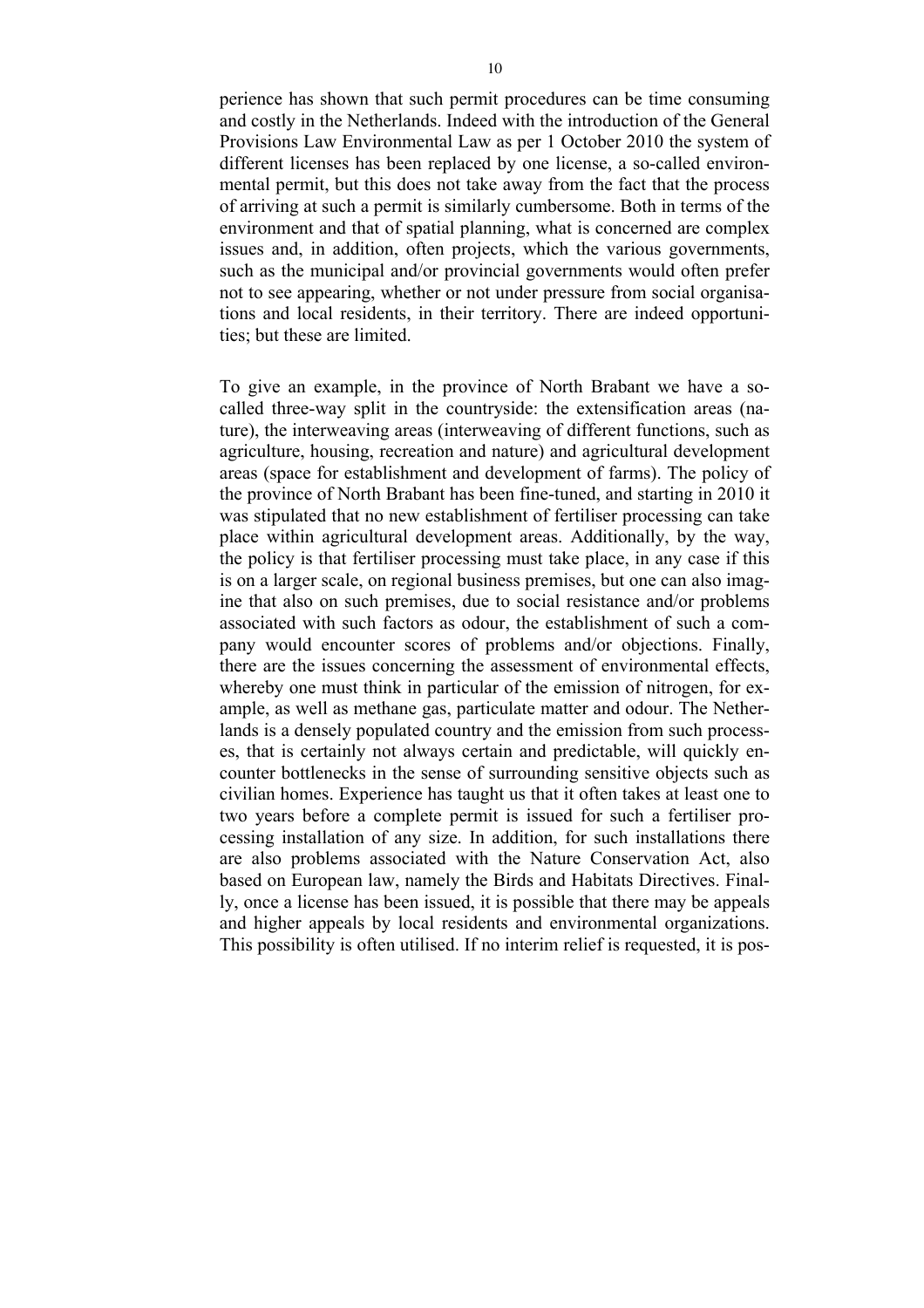perience has shown that such permit procedures can be time consuming and costly in the Netherlands. Indeed with the introduction of the General Provisions Law Environmental Law as per 1 October 2010 the system of different licenses has been replaced by one license, a so-called environmental permit, but this does not take away from the fact that the process of arriving at such a permit is similarly cumbersome. Both in terms of the environment and that of spatial planning, what is concerned are complex issues and, in addition, often projects, which the various governments, such as the municipal and/or provincial governments would often prefer not to see appearing, whether or not under pressure from social organisations and local residents, in their territory. There are indeed opportunities; but these are limited.

To give an example, in the province of North Brabant we have a so-called three-way split in the countryside: the extensification areas (nature), the interweaving areas (interweaving of different functions, such as agriculture, housing, recreation and nature) and agricultural development areas (space for establishment and development of farms). The policy of the province of North Brabant has been fine-tuned, and starting in 2010 it was stipulated that no new establishment of fertiliser processing can take place within agricultural development areas. Additionally, by the way, the policy is that fertiliser processing must take place, in any case if this is on a larger scale, on regional business premises, but one can also imagine that also on such premises, due to social resistance and/or problems associated with such factors as odour, the establishment of such a company would encounter scores of problems and/or objections. Finally, there are the issues concerning the assessment of environmental effects, whereby one must think in particular of the emission of nitrogen, for example, as well as methane gas, particulate matter and odour. The Netherlands is a densely populated country and the emission from such processes, that is certainly not always certain and predictable, will quickly encounter bottlenecks in the sense of surrounding sensitive objects such as civilian homes. Experience has taught us that it often takes at least one to two years before a complete permit is issued for such a fertiliser processing installation of any size. In addition, for such installations there are also problems associated with the Nature Conservation Act, also based on European law, namely the Birds and Habitats Directives. Finally, once a license has been issued, it is possible that there may be appeals and higher appeals by local residents and environmental organizations. This possibility is often utilised. If no interim relief is requested, it is pos-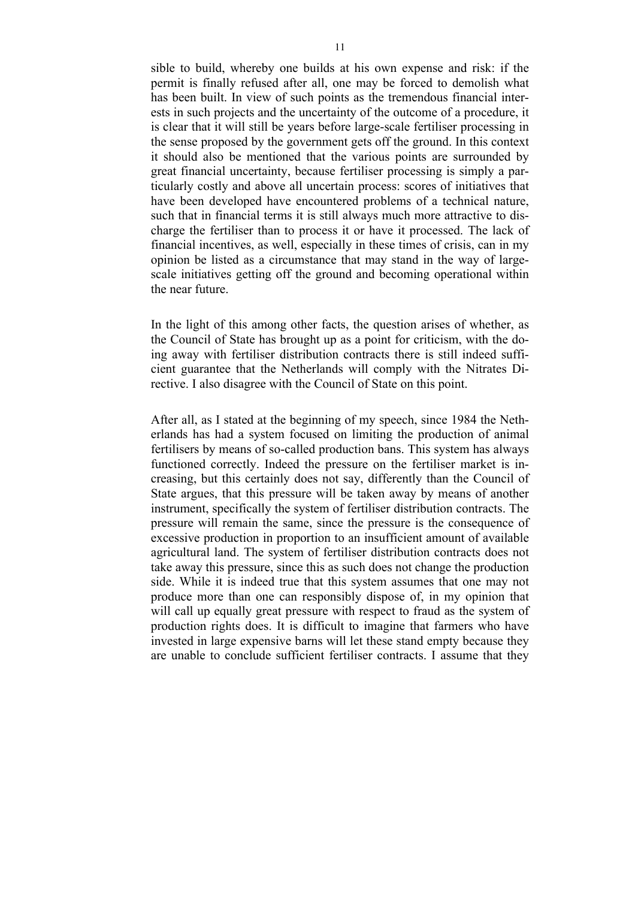sible to build, whereby one builds at his own expense and risk: if the permit is finally refused after all, one may be forced to demolish what has been built. In view of such points as the tremendous financial interests in such projects and the uncertainty of the outcome of a procedure, it is clear that it will still be years before large-scale fertiliser processing in the sense proposed by the government gets off the ground. In this context it should also be mentioned that the various points are surrounded by great financial uncertainty, because fertiliser processing is simply a particularly costly and above all uncertain process: scores of initiatives that have been developed have encountered problems of a technical nature, such that in financial terms it is still always much more attractive to discharge the fertiliser than to process it or have it processed. The lack of financial incentives, as well, especially in these times of crisis, can in my opinion be listed as a circumstance that may stand in the way of large-scale initiatives getting off the ground and becoming operational within the near future.

In the light of this among other facts, the question arises of whether, as the Council of State has brought up as a point for criticism, with the doing away with fertiliser distribution contracts there is still indeed sufficient guarantee that the Netherlands will comply with the Nitrates Directive. I also disagree with the Council of State on this point.

After all, as I stated at the beginning of my speech, since 1984 the Netherlands has had a system focused on limiting the production of animal fertilisers by means of so-called production bans. This system has always functioned correctly. Indeed the pressure on the fertiliser market is increasing, but this certainly does not say, differently than the Council of State argues, that this pressure will be taken away by means of another instrument, specifically the system of fertiliser distribution contracts. The pressure will remain the same, since the pressure is the consequence of excessive production in proportion to an insufficient amount of available agricultural land. The system of fertiliser distribution contracts does not take away this pressure, since this as such does not change the production side. While it is indeed true that this system assumes that one may not produce more than one can responsibly dispose of, in my opinion that will call up equally great pressure with respect to fraud as the system of production rights does. It is difficult to imagine that farmers who have invested in large expensive barns will let these stand empty because they are unable to conclude sufficient fertiliser contracts. I assume that they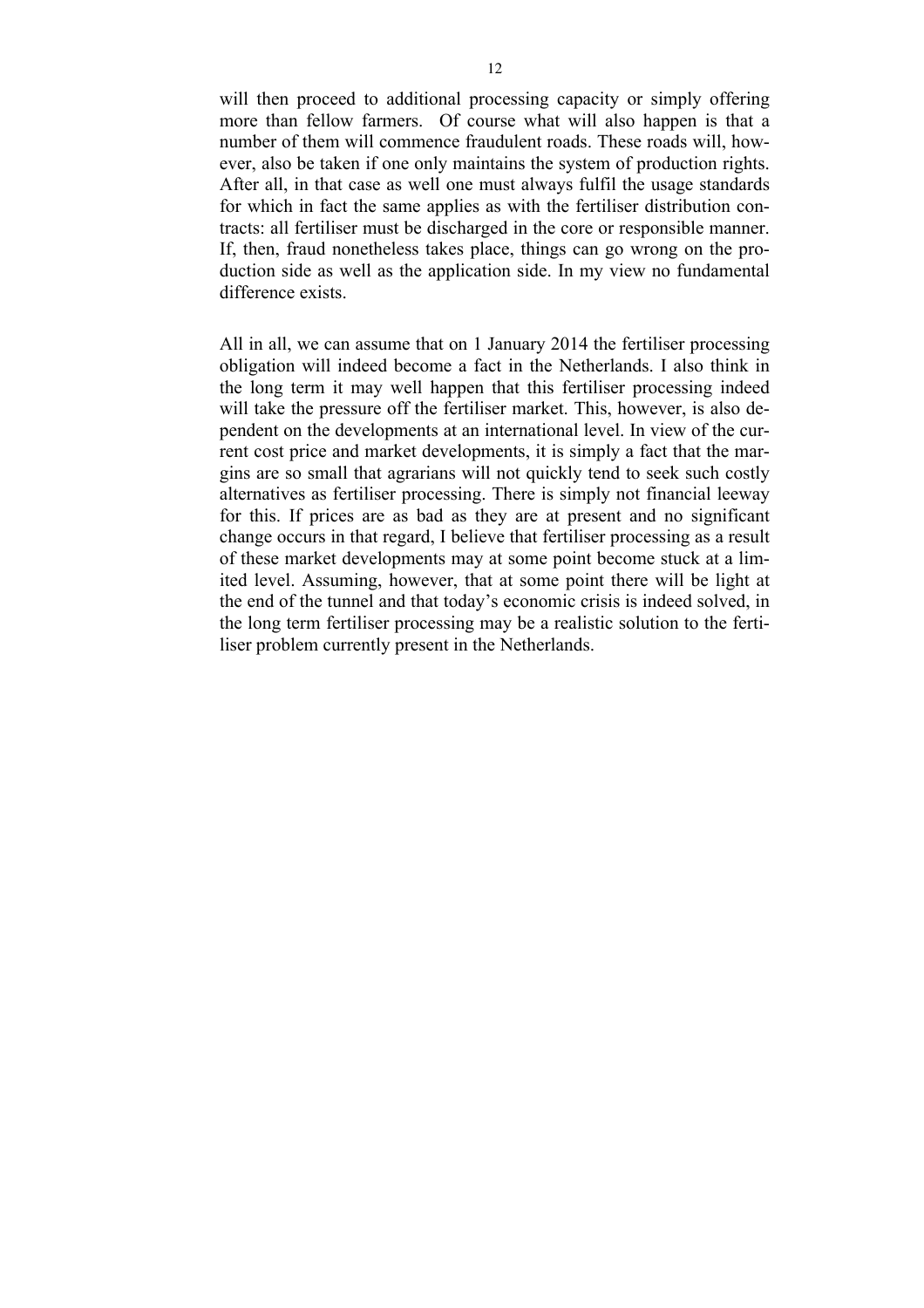will then proceed to additional processing capacity or simply offering more than fellow farmers. Of course what will also happen is that a number of them will commence fraudulent roads. These roads will, however, also be taken if one only maintains the system of production rights. After all, in that case as well one must always fulfil the usage standards for which in fact the same applies as with the fertiliser distribution contracts: all fertiliser must be discharged in the core or responsible manner. If, then, fraud nonetheless takes place, things can go wrong on the production side as well as the application side. In my view no fundamental difference exists.

All in all, we can assume that on 1 January 2014 the fertiliser processing obligation will indeed become a fact in the Netherlands. I also think in the long term it may well happen that this fertiliser processing indeed will take the pressure off the fertiliser market. This, however, is also dependent on the developments at an international level. In view of the current cost price and market developments, it is simply a fact that the margins are so small that agrarians will not quickly tend to seek such costly alternatives as fertiliser processing. There is simply not financial leeway for this. If prices are as bad as they are at present and no significant change occurs in that regard, I believe that fertiliser processing as a result of these market developments may at some point become stuck at a limited level. Assuming, however, that at some point there will be light at the end of the tunnel and that today's economic crisis is indeed solved, in the long term fertiliser processing may be a realistic solution to the fertiliser problem currently present in the Netherlands.